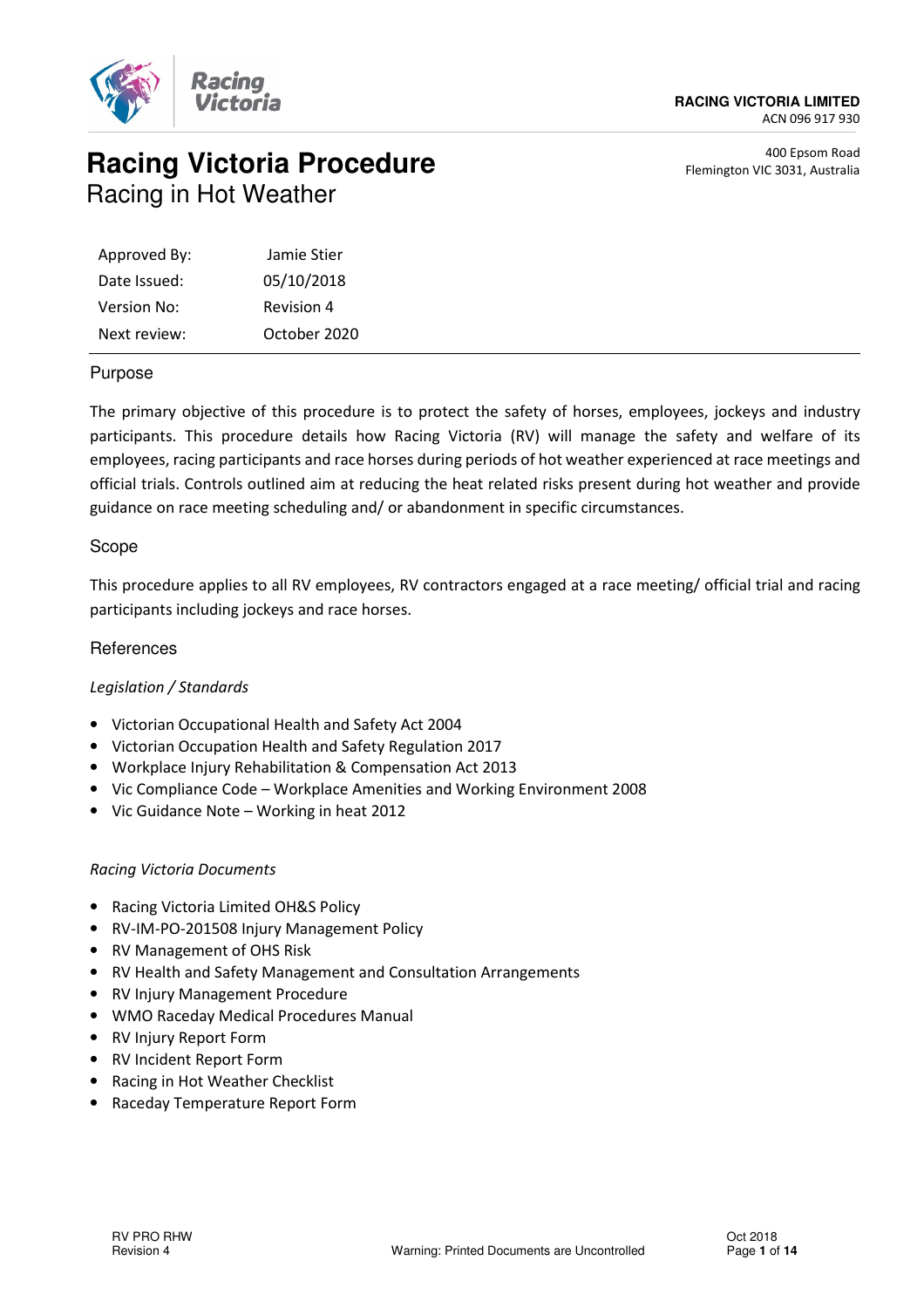**RACING VICTORIA LIMITED**
ACN 096 917 930

400 Epsom Road
Flemington VIC 3031, Australia

# Racing Victoria Procedure
## Racing in Hot Weather

| | |
|---|---|
| Approved By: | Jamie Stier |
| Date Issued: | 05/10/2018 |
| Version No: | Revision 4 |
| Next review: | October 2020 |

## Purpose

The primary objective of this procedure is to protect the safety of horses, employees, jockeys and industry participants. This procedure details how Racing Victoria (RV) will manage the safety and welfare of its employees, racing participants and race horses during periods of hot weather experienced at race meetings and official trials. Controls outlined aim at reducing the heat related risks present during hot weather and provide guidance on race meeting scheduling and/ or abandonment in specific circumstances.

## Scope

This procedure applies to all RV employees, RV contractors engaged at a race meeting/ official trial and racing participants including jockeys and race horses.

## References

*Legislation / Standards*

- Victorian Occupational Health and Safety Act 2004
- Victorian Occupation Health and Safety Regulation 2017
- Workplace Injury Rehabilitation & Compensation Act 2013
- Vic Compliance Code – Workplace Amenities and Working Environment 2008
- Vic Guidance Note – Working in heat 2012

*Racing Victoria Documents*

- Racing Victoria Limited OH&S Policy
- RV-IM-PO-201508 Injury Management Policy
- RV Management of OHS Risk
- RV Health and Safety Management and Consultation Arrangements
- RV Injury Management Procedure
- WMO Raceday Medical Procedures Manual
- RV Injury Report Form
- RV Incident Report Form
- Racing in Hot Weather Checklist
- Raceday Temperature Report Form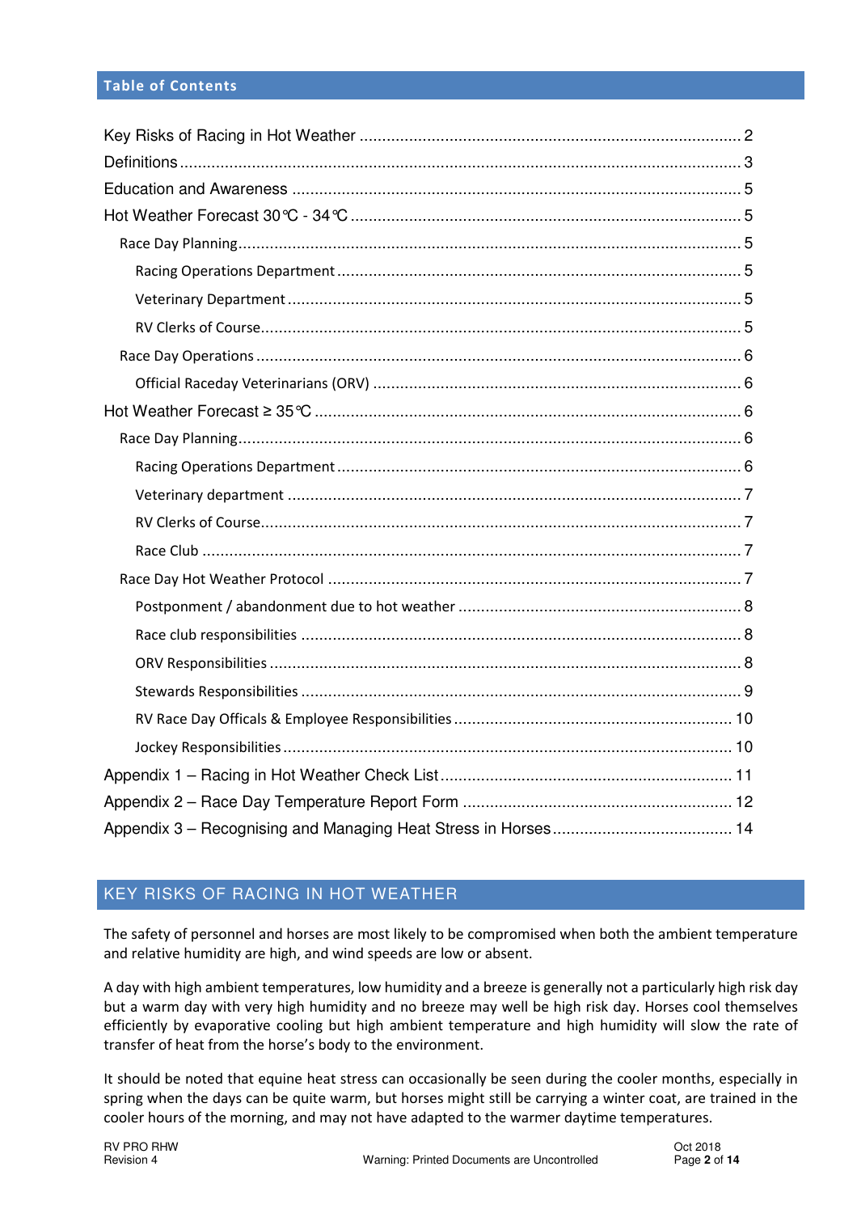## Table of Contents

Key Risks of Racing in Hot Weather ........ 2

Definitions ........ 3

Education and Awareness ........ 5

Hot Weather Forecast 30°C - 34°C ........ 5

- Race Day Planning ........ 5
  - Racing Operations Department ........ 5
  - Veterinary Department ........ 5
  - RV Clerks of Course ........ 5
- Race Day Operations ........ 6
  - Official Raceday Veterinarians (ORV) ........ 6

Hot Weather Forecast ≥ 35°C ........ 6

- Race Day Planning ........ 6
  - Racing Operations Department ........ 6
  - Veterinary department ........ 7
  - RV Clerks of Course ........ 7
  - Race Club ........ 7
- Race Day Hot Weather Protocol ........ 7
  - Postponment / abandonment due to hot weather ........ 8
  - Race club responsibilities ........ 8
  - ORV Responsibilities ........ 8
  - Stewards Responsibilities ........ 9
  - RV Race Day Officals & Employee Responsibilities ........ 10
  - Jockey Responsibilities ........ 10

Appendix 1 – Racing in Hot Weather Check List ........ 11

Appendix 2 – Race Day Temperature Report Form ........ 12

Appendix 3 – Recognising and Managing Heat Stress in Horses ........ 14

## KEY RISKS OF RACING IN HOT WEATHER

The safety of personnel and horses are most likely to be compromised when both the ambient temperature and relative humidity are high, and wind speeds are low or absent.

A day with high ambient temperatures, low humidity and a breeze is generally not a particularly high risk day but a warm day with very high humidity and no breeze may well be high risk day. Horses cool themselves efficiently by evaporative cooling but high ambient temperature and high humidity will slow the rate of transfer of heat from the horse's body to the environment.

It should be noted that equine heat stress can occasionally be seen during the cooler months, especially in spring when the days can be quite warm, but horses might still be carrying a winter coat, are trained in the cooler hours of the morning, and may not have adapted to the warmer daytime temperatures.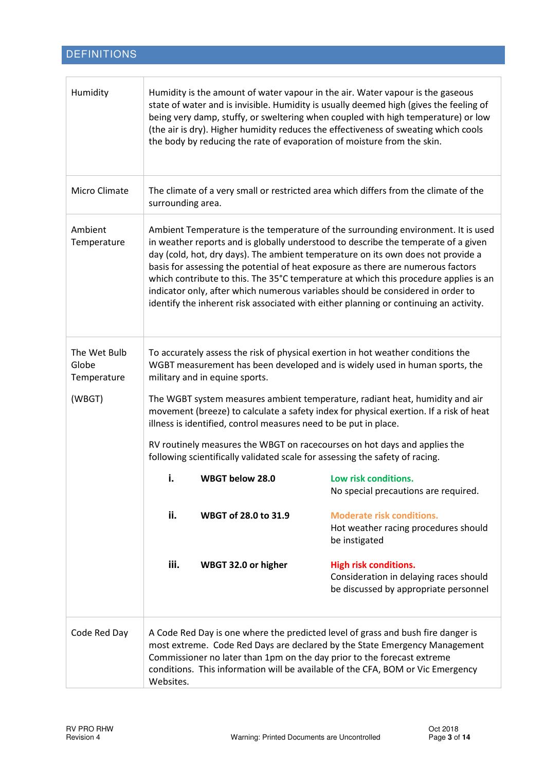## DEFINITIONS

| | |
|---|---|
| Humidity | Humidity is the amount of water vapour in the air. Water vapour is the gaseous state of water and is invisible. Humidity is usually deemed high (gives the feeling of being very damp, stuffy, or sweltering when coupled with high temperature) or low (the air is dry). Higher humidity reduces the effectiveness of sweating which cools the body by reducing the rate of evaporation of moisture from the skin. |
| Micro Climate | The climate of a very small or restricted area which differs from the climate of the surrounding area. |
| Ambient Temperature | Ambient Temperature is the temperature of the surrounding environment. It is used in weather reports and is globally understood to describe the temperate of a given day (cold, hot, dry days). The ambient temperature on its own does not provide a basis for assessing the potential of heat exposure as there are numerous factors which contribute to this. The 35°C temperature at which this procedure applies is an indicator only, after which numerous variables should be considered in order to identify the inherent risk associated with either planning or continuing an activity. |
| The Wet Bulb Globe Temperature<br><br>(WBGT) | To accurately assess the risk of physical exertion in hot weather conditions the WGBT measurement has been developed and is widely used in human sports, the military and in equine sports.<br><br>The WGBT system measures ambient temperature, radiant heat, humidity and air movement (breeze) to calculate a safety index for physical exertion. If a risk of heat illness is identified, control measures need to be put in place.<br><br>RV routinely measures the WBGT on racecourses on hot days and applies the following scientifically validated scale for assessing the safety of racing.<br><br>**i.** **WBGT below 28.0** — **Low risk conditions.** No special precautions are required.<br><br>**ii.** **WBGT of 28.0 to 31.9** — **Moderate risk conditions.** Hot weather racing procedures should be instigated<br><br>**iii.** **WBGT 32.0 or higher** — **High risk conditions.** Consideration in delaying races should be discussed by appropriate personnel |
| Code Red Day | A Code Red Day is one where the predicted level of grass and bush fire danger is most extreme. Code Red Days are declared by the State Emergency Management Commissioner no later than 1pm on the day prior to the forecast extreme conditions. This information will be available of the CFA, BOM or Vic Emergency Websites. |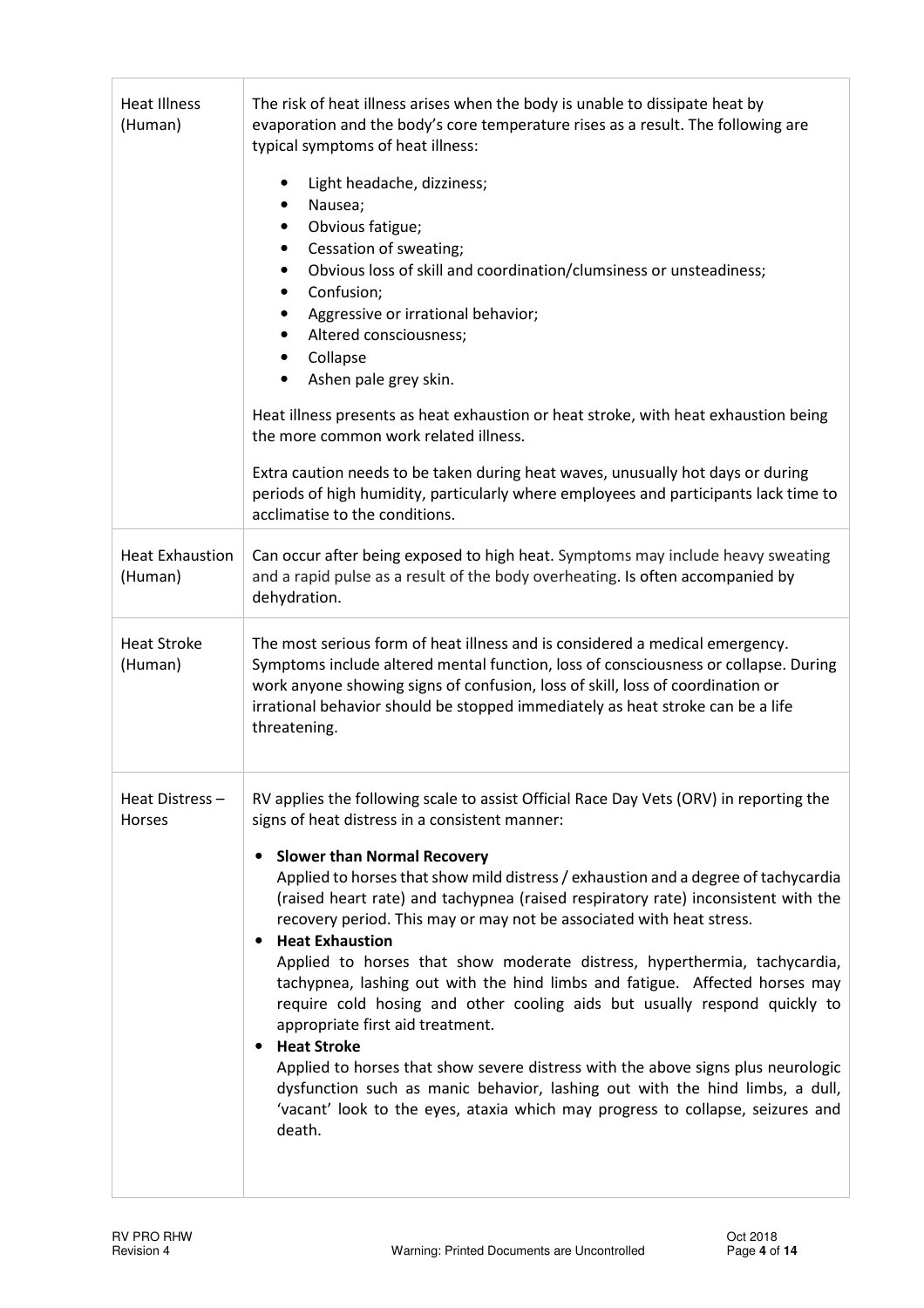| | |
|---|---|
| Heat Illness (Human) | The risk of heat illness arises when the body is unable to dissipate heat by evaporation and the body's core temperature rises as a result. The following are typical symptoms of heat illness:<br>• Light headache, dizziness;<br>• Nausea;<br>• Obvious fatigue;<br>• Cessation of sweating;<br>• Obvious loss of skill and coordination/clumsiness or unsteadiness;<br>• Confusion;<br>• Aggressive or irrational behavior;<br>• Altered consciousness;<br>• Collapse<br>• Ashen pale grey skin.<br><br>Heat illness presents as heat exhaustion or heat stroke, with heat exhaustion being the more common work related illness.<br><br>Extra caution needs to be taken during heat waves, unusually hot days or during periods of high humidity, particularly where employees and participants lack time to acclimatise to the conditions. |
| Heat Exhaustion (Human) | Can occur after being exposed to high heat. Symptoms may include heavy sweating and a rapid pulse as a result of the body overheating. Is often accompanied by dehydration. |
| Heat Stroke (Human) | The most serious form of heat illness and is considered a medical emergency. Symptoms include altered mental function, loss of consciousness or collapse. During work anyone showing signs of confusion, loss of skill, loss of coordination or irrational behavior should be stopped immediately as heat stroke can be a life threatening. |
| Heat Distress – Horses | RV applies the following scale to assist Official Race Day Vets (ORV) in reporting the signs of heat distress in a consistent manner:<br>• **Slower than Normal Recovery**<br>Applied to horses that show mild distress / exhaustion and a degree of tachycardia (raised heart rate) and tachypnea (raised respiratory rate) inconsistent with the recovery period. This may or may not be associated with heat stress.<br>• **Heat Exhaustion**<br>Applied to horses that show moderate distress, hyperthermia, tachycardia, tachypnea, lashing out with the hind limbs and fatigue. Affected horses may require cold hosing and other cooling aids but usually respond quickly to appropriate first aid treatment.<br>• **Heat Stroke**<br>Applied to horses that show severe distress with the above signs plus neurologic dysfunction such as manic behavior, lashing out with the hind limbs, a dull, 'vacant' look to the eyes, ataxia which may progress to collapse, seizures and death. |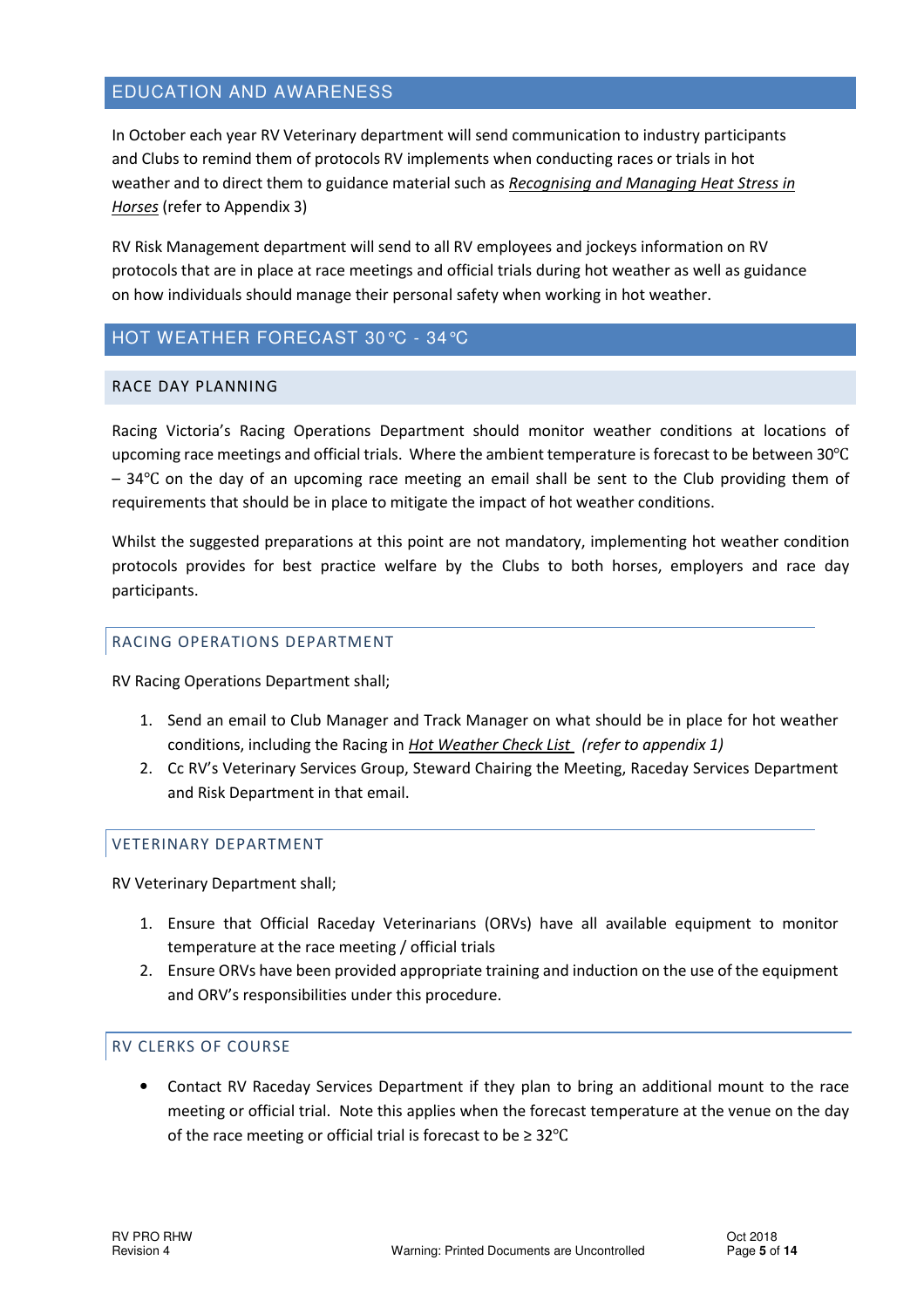## EDUCATION AND AWARENESS

In October each year RV Veterinary department will send communication to industry participants and Clubs to remind them of protocols RV implements when conducting races or trials in hot weather and to direct them to guidance material such as *Recognising and Managing Heat Stress in Horses* (refer to Appendix 3)

RV Risk Management department will send to all RV employees and jockeys information on RV protocols that are in place at race meetings and official trials during hot weather as well as guidance on how individuals should manage their personal safety when working in hot weather.

## HOT WEATHER FORECAST 30℃ - 34℃

### RACE DAY PLANNING

Racing Victoria's Racing Operations Department should monitor weather conditions at locations of upcoming race meetings and official trials. Where the ambient temperature is forecast to be between 30℃ – 34℃ on the day of an upcoming race meeting an email shall be sent to the Club providing them of requirements that should be in place to mitigate the impact of hot weather conditions.

Whilst the suggested preparations at this point are not mandatory, implementing hot weather condition protocols provides for best practice welfare by the Clubs to both horses, employers and race day participants.

#### RACING OPERATIONS DEPARTMENT

RV Racing Operations Department shall;

1. Send an email to Club Manager and Track Manager on what should be in place for hot weather conditions, including the Racing in *Hot Weather Check List* *(refer to appendix 1)*
2. Cc RV's Veterinary Services Group, Steward Chairing the Meeting, Raceday Services Department and Risk Department in that email.

#### VETERINARY DEPARTMENT

RV Veterinary Department shall;

1. Ensure that Official Raceday Veterinarians (ORVs) have all available equipment to monitor temperature at the race meeting / official trials
2. Ensure ORVs have been provided appropriate training and induction on the use of the equipment and ORV's responsibilities under this procedure.

#### RV CLERKS OF COURSE

- Contact RV Raceday Services Department if they plan to bring an additional mount to the race meeting or official trial. Note this applies when the forecast temperature at the venue on the day of the race meeting or official trial is forecast to be ≥ 32℃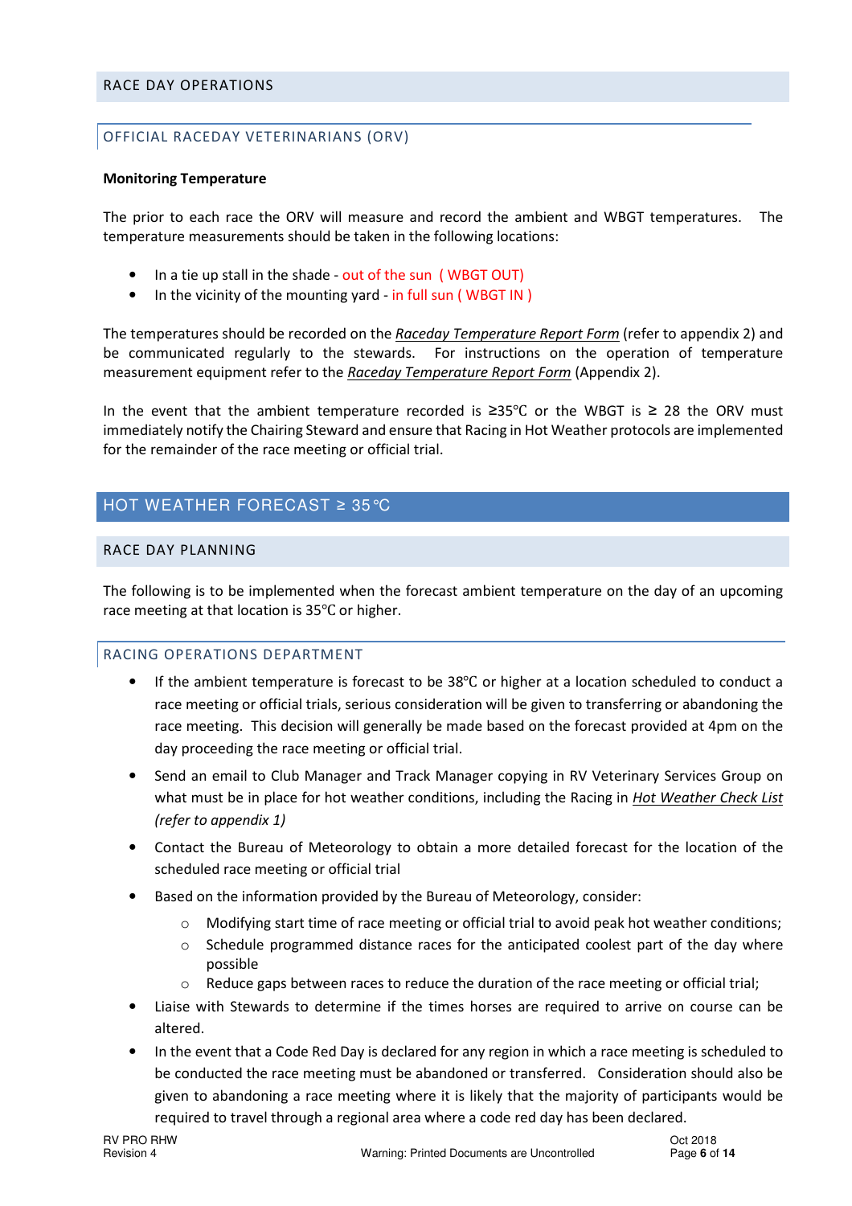## RACE DAY OPERATIONS

### OFFICIAL RACEDAY VETERINARIANS (ORV)

**Monitoring Temperature**

The prior to each race the ORV will measure and record the ambient and WBGT temperatures. The temperature measurements should be taken in the following locations:

- In a tie up stall in the shade - out of the sun ( WBGT OUT)
- In the vicinity of the mounting yard - in full sun ( WBGT IN )

The temperatures should be recorded on the *Raceday Temperature Report Form* (refer to appendix 2) and be communicated regularly to the stewards. For instructions on the operation of temperature measurement equipment refer to the *Raceday Temperature Report Form* (Appendix 2).

In the event that the ambient temperature recorded is ≥35℃ or the WBGT is ≥ 28 the ORV must immediately notify the Chairing Steward and ensure that Racing in Hot Weather protocols are implemented for the remainder of the race meeting or official trial.

## HOT WEATHER FORECAST ≥ 35℃

### RACE DAY PLANNING

The following is to be implemented when the forecast ambient temperature on the day of an upcoming race meeting at that location is 35℃ or higher.

### RACING OPERATIONS DEPARTMENT

- If the ambient temperature is forecast to be 38℃ or higher at a location scheduled to conduct a race meeting or official trials, serious consideration will be given to transferring or abandoning the race meeting. This decision will generally be made based on the forecast provided at 4pm on the day proceeding the race meeting or official trial.
- Send an email to Club Manager and Track Manager copying in RV Veterinary Services Group on what must be in place for hot weather conditions, including the Racing in *Hot Weather Check List* *(refer to appendix 1)*
- Contact the Bureau of Meteorology to obtain a more detailed forecast for the location of the scheduled race meeting or official trial
- Based on the information provided by the Bureau of Meteorology, consider:
    - Modifying start time of race meeting or official trial to avoid peak hot weather conditions;
    - Schedule programmed distance races for the anticipated coolest part of the day where possible
    - Reduce gaps between races to reduce the duration of the race meeting or official trial;
- Liaise with Stewards to determine if the times horses are required to arrive on course can be altered.
- In the event that a Code Red Day is declared for any region in which a race meeting is scheduled to be conducted the race meeting must be abandoned or transferred. Consideration should also be given to abandoning a race meeting where it is likely that the majority of participants would be required to travel through a regional area where a code red day has been declared.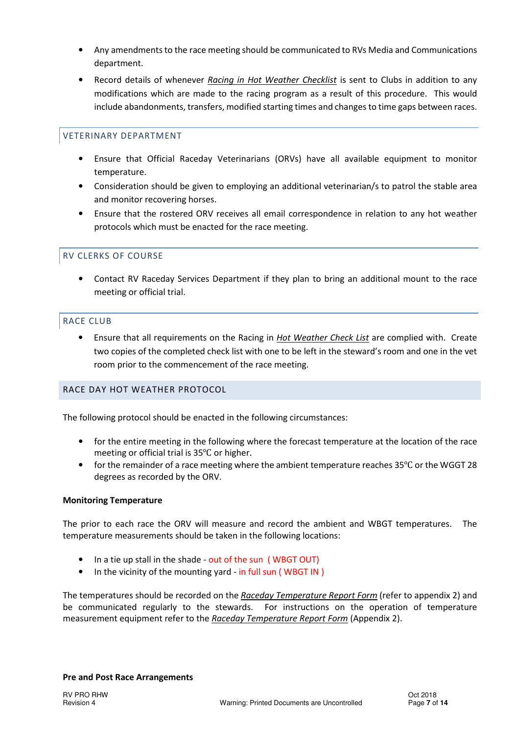- Any amendments to the race meeting should be communicated to RVs Media and Communications department.
- Record details of whenever *Racing in Hot Weather Checklist* is sent to Clubs in addition to any modifications which are made to the racing program as a result of this procedure. This would include abandonments, transfers, modified starting times and changes to time gaps between races.

## VETERINARY DEPARTMENT

- Ensure that Official Raceday Veterinarians (ORVs) have all available equipment to monitor temperature.
- Consideration should be given to employing an additional veterinarian/s to patrol the stable area and monitor recovering horses.
- Ensure that the rostered ORV receives all email correspondence in relation to any hot weather protocols which must be enacted for the race meeting.

## RV CLERKS OF COURSE

- Contact RV Raceday Services Department if they plan to bring an additional mount to the race meeting or official trial.

## RACE CLUB

- Ensure that all requirements on the Racing in *Hot Weather Check List* are complied with. Create two copies of the completed check list with one to be left in the steward's room and one in the vet room prior to the commencement of the race meeting.

## RACE DAY HOT WEATHER PROTOCOL

The following protocol should be enacted in the following circumstances:

- for the entire meeting in the following where the forecast temperature at the location of the race meeting or official trial is 35°C or higher.
- for the remainder of a race meeting where the ambient temperature reaches 35°C or the WGGT 28 degrees as recorded by the ORV.

**Monitoring Temperature**

The prior to each race the ORV will measure and record the ambient and WBGT temperatures. The temperature measurements should be taken in the following locations:

- In a tie up stall in the shade - out of the sun ( WBGT OUT)
- In the vicinity of the mounting yard - in full sun ( WBGT IN )

The temperatures should be recorded on the *Raceday Temperature Report Form* (refer to appendix 2) and be communicated regularly to the stewards. For instructions on the operation of temperature measurement equipment refer to the *Raceday Temperature Report Form* (Appendix 2).

**Pre and Post Race Arrangements**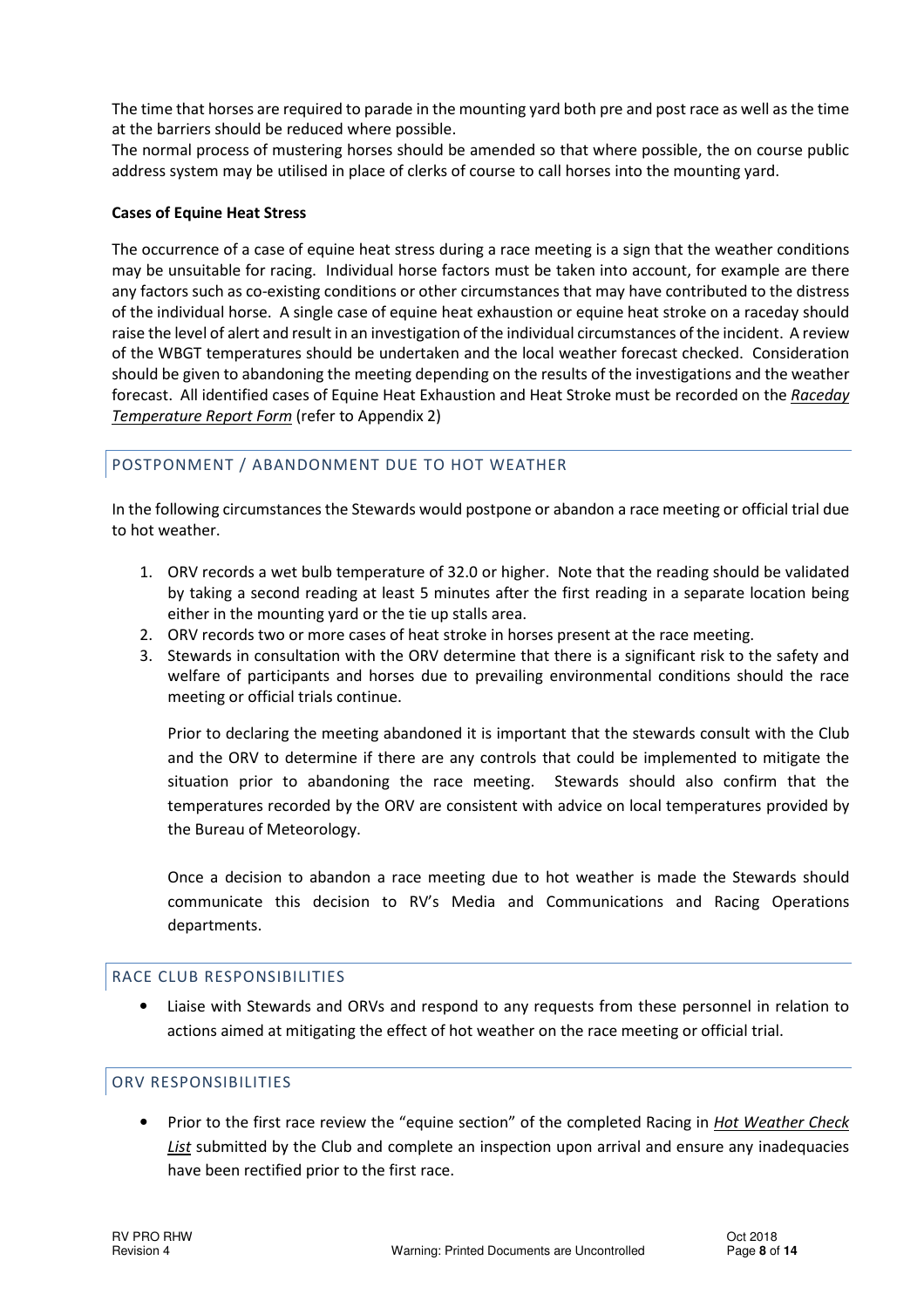The time that horses are required to parade in the mounting yard both pre and post race as well as the time at the barriers should be reduced where possible.

The normal process of mustering horses should be amended so that where possible, the on course public address system may be utilised in place of clerks of course to call horses into the mounting yard.

**Cases of Equine Heat Stress**

The occurrence of a case of equine heat stress during a race meeting is a sign that the weather conditions may be unsuitable for racing. Individual horse factors must be taken into account, for example are there any factors such as co-existing conditions or other circumstances that may have contributed to the distress of the individual horse. A single case of equine heat exhaustion or equine heat stroke on a raceday should raise the level of alert and result in an investigation of the individual circumstances of the incident. A review of the WBGT temperatures should be undertaken and the local weather forecast checked. Consideration should be given to abandoning the meeting depending on the results of the investigations and the weather forecast. All identified cases of Equine Heat Exhaustion and Heat Stroke must be recorded on the ***Raceday Temperature Report Form*** (refer to Appendix 2)

## POSTPONMENT / ABANDONMENT DUE TO HOT WEATHER

In the following circumstances the Stewards would postpone or abandon a race meeting or official trial due to hot weather.

1. ORV records a wet bulb temperature of 32.0 or higher. Note that the reading should be validated by taking a second reading at least 5 minutes after the first reading in a separate location being either in the mounting yard or the tie up stalls area.
2. ORV records two or more cases of heat stroke in horses present at the race meeting.
3. Stewards in consultation with the ORV determine that there is a significant risk to the safety and welfare of participants and horses due to prevailing environmental conditions should the race meeting or official trials continue.

   Prior to declaring the meeting abandoned it is important that the stewards consult with the Club and the ORV to determine if there are any controls that could be implemented to mitigate the situation prior to abandoning the race meeting. Stewards should also confirm that the temperatures recorded by the ORV are consistent with advice on local temperatures provided by the Bureau of Meteorology.

   Once a decision to abandon a race meeting due to hot weather is made the Stewards should communicate this decision to RV's Media and Communications and Racing Operations departments.

## RACE CLUB RESPONSIBILITIES

- Liaise with Stewards and ORVs and respond to any requests from these personnel in relation to actions aimed at mitigating the effect of hot weather on the race meeting or official trial.

## ORV RESPONSIBILITIES

- Prior to the first race review the "equine section" of the completed Racing in ***Hot Weather Check List*** submitted by the Club and complete an inspection upon arrival and ensure any inadequacies have been rectified prior to the first race.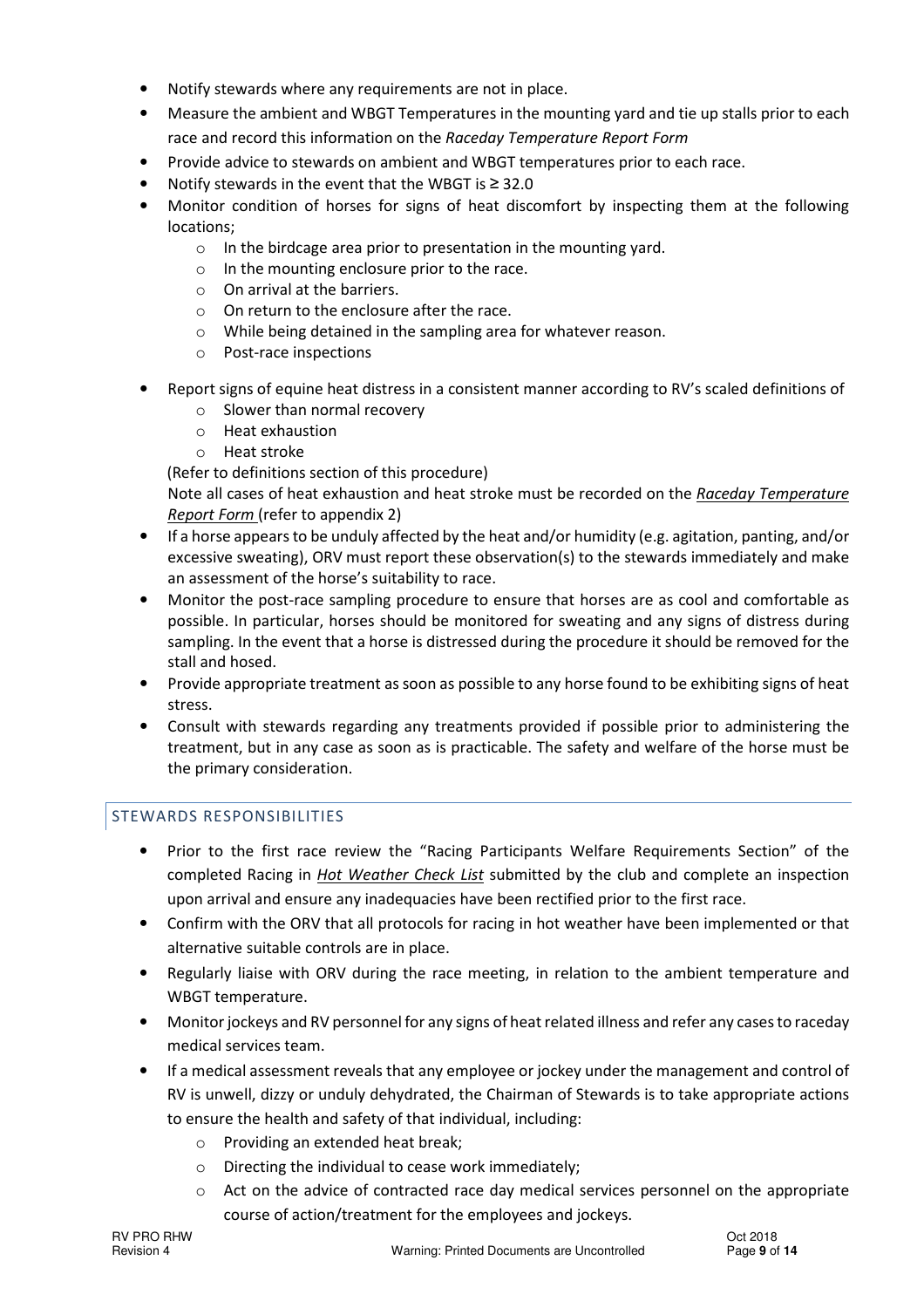- Notify stewards where any requirements are not in place.
- Measure the ambient and WBGT Temperatures in the mounting yard and tie up stalls prior to each race and record this information on the *Raceday Temperature Report Form*
- Provide advice to stewards on ambient and WBGT temperatures prior to each race.
- Notify stewards in the event that the WBGT is ≥ 32.0
- Monitor condition of horses for signs of heat discomfort by inspecting them at the following locations;
  - In the birdcage area prior to presentation in the mounting yard.
  - In the mounting enclosure prior to the race.
  - On arrival at the barriers.
  - On return to the enclosure after the race.
  - While being detained in the sampling area for whatever reason.
  - Post-race inspections
- Report signs of equine heat distress in a consistent manner according to RV's scaled definitions of
  - Slower than normal recovery
  - Heat exhaustion
  - Heat stroke

  (Refer to definitions section of this procedure)

  Note all cases of heat exhaustion and heat stroke must be recorded on the *Raceday Temperature Report Form* (refer to appendix 2)
- If a horse appears to be unduly affected by the heat and/or humidity (e.g. agitation, panting, and/or excessive sweating), ORV must report these observation(s) to the stewards immediately and make an assessment of the horse's suitability to race.
- Monitor the post-race sampling procedure to ensure that horses are as cool and comfortable as possible. In particular, horses should be monitored for sweating and any signs of distress during sampling. In the event that a horse is distressed during the procedure it should be removed for the stall and hosed.
- Provide appropriate treatment as soon as possible to any horse found to be exhibiting signs of heat stress.
- Consult with stewards regarding any treatments provided if possible prior to administering the treatment, but in any case as soon as is practicable. The safety and welfare of the horse must be the primary consideration.

## STEWARDS RESPONSIBILITIES

- Prior to the first race review the "Racing Participants Welfare Requirements Section" of the completed Racing in *Hot Weather Check List* submitted by the club and complete an inspection upon arrival and ensure any inadequacies have been rectified prior to the first race.
- Confirm with the ORV that all protocols for racing in hot weather have been implemented or that alternative suitable controls are in place.
- Regularly liaise with ORV during the race meeting, in relation to the ambient temperature and WBGT temperature.
- Monitor jockeys and RV personnel for any signs of heat related illness and refer any cases to raceday medical services team.
- If a medical assessment reveals that any employee or jockey under the management and control of RV is unwell, dizzy or unduly dehydrated, the Chairman of Stewards is to take appropriate actions to ensure the health and safety of that individual, including:
  - Providing an extended heat break;
  - Directing the individual to cease work immediately;
  - Act on the advice of contracted race day medical services personnel on the appropriate course of action/treatment for the employees and jockeys.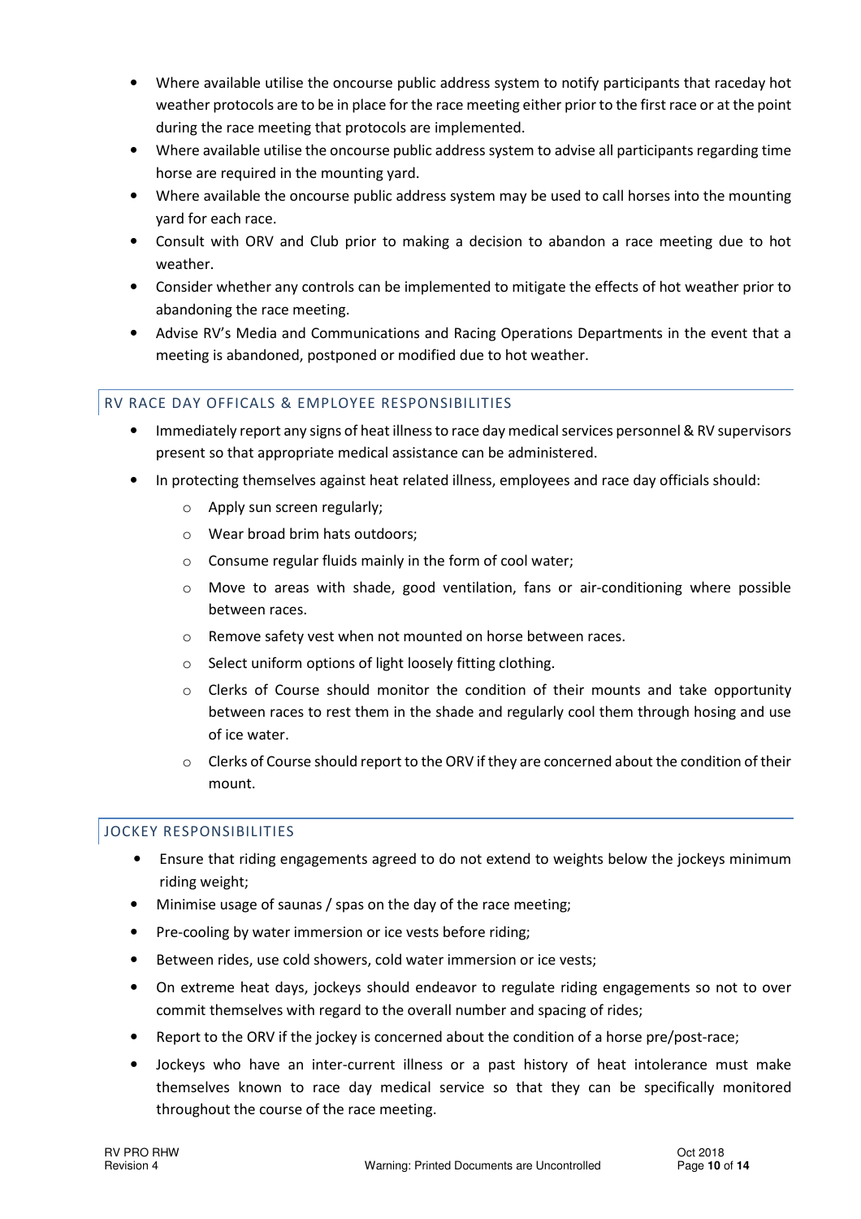- Where available utilise the oncourse public address system to notify participants that raceday hot weather protocols are to be in place for the race meeting either prior to the first race or at the point during the race meeting that protocols are implemented.
- Where available utilise the oncourse public address system to advise all participants regarding time horse are required in the mounting yard.
- Where available the oncourse public address system may be used to call horses into the mounting yard for each race.
- Consult with ORV and Club prior to making a decision to abandon a race meeting due to hot weather.
- Consider whether any controls can be implemented to mitigate the effects of hot weather prior to abandoning the race meeting.
- Advise RV's Media and Communications and Racing Operations Departments in the event that a meeting is abandoned, postponed or modified due to hot weather.

## RV RACE DAY OFFICALS & EMPLOYEE RESPONSIBILITIES

- Immediately report any signs of heat illness to race day medical services personnel & RV supervisors present so that appropriate medical assistance can be administered.
- In protecting themselves against heat related illness, employees and race day officials should:
  - Apply sun screen regularly;
  - Wear broad brim hats outdoors;
  - Consume regular fluids mainly in the form of cool water;
  - Move to areas with shade, good ventilation, fans or air-conditioning where possible between races.
  - Remove safety vest when not mounted on horse between races.
  - Select uniform options of light loosely fitting clothing.
  - Clerks of Course should monitor the condition of their mounts and take opportunity between races to rest them in the shade and regularly cool them through hosing and use of ice water.
  - Clerks of Course should report to the ORV if they are concerned about the condition of their mount.

## JOCKEY RESPONSIBILITIES

- Ensure that riding engagements agreed to do not extend to weights below the jockeys minimum riding weight;
- Minimise usage of saunas / spas on the day of the race meeting;
- Pre-cooling by water immersion or ice vests before riding;
- Between rides, use cold showers, cold water immersion or ice vests;
- On extreme heat days, jockeys should endeavor to regulate riding engagements so not to over commit themselves with regard to the overall number and spacing of rides;
- Report to the ORV if the jockey is concerned about the condition of a horse pre/post-race;
- Jockeys who have an inter-current illness or a past history of heat intolerance must make themselves known to race day medical service so that they can be specifically monitored throughout the course of the race meeting.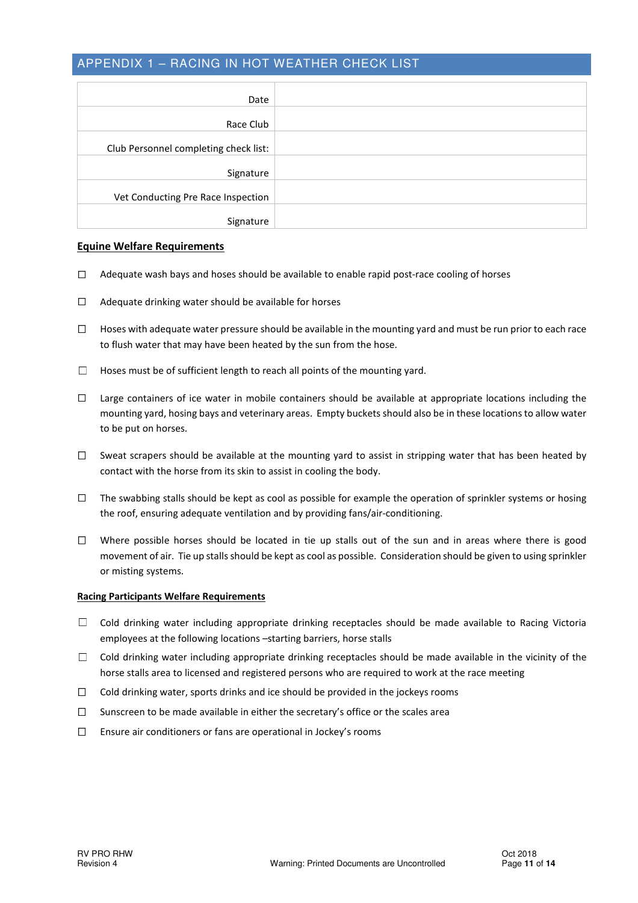## APPENDIX 1 – RACING IN HOT WEATHER CHECK LIST

| | |
|---|---|
| Date | |
| Race Club | |
| Club Personnel completing check list: | |
| Signature | |
| Vet Conducting Pre Race Inspection | |
| Signature | |

**Equine Welfare Requirements**

- ☐ Adequate wash bays and hoses should be available to enable rapid post-race cooling of horses
- ☐ Adequate drinking water should be available for horses
- ☐ Hoses with adequate water pressure should be available in the mounting yard and must be run prior to each race to flush water that may have been heated by the sun from the hose.
- ☐ Hoses must be of sufficient length to reach all points of the mounting yard.
- ☐ Large containers of ice water in mobile containers should be available at appropriate locations including the mounting yard, hosing bays and veterinary areas. Empty buckets should also be in these locations to allow water to be put on horses.
- ☐ Sweat scrapers should be available at the mounting yard to assist in stripping water that has been heated by contact with the horse from its skin to assist in cooling the body.
- ☐ The swabbing stalls should be kept as cool as possible for example the operation of sprinkler systems or hosing the roof, ensuring adequate ventilation and by providing fans/air-conditioning.
- ☐ Where possible horses should be located in tie up stalls out of the sun and in areas where there is good movement of air. Tie up stalls should be kept as cool as possible. Consideration should be given to using sprinkler or misting systems.

**Racing Participants Welfare Requirements**

- ☐ Cold drinking water including appropriate drinking receptacles should be made available to Racing Victoria employees at the following locations –starting barriers, horse stalls
- ☐ Cold drinking water including appropriate drinking receptacles should be made available in the vicinity of the horse stalls area to licensed and registered persons who are required to work at the race meeting
- ☐ Cold drinking water, sports drinks and ice should be provided in the jockeys rooms
- ☐ Sunscreen to be made available in either the secretary's office or the scales area
- ☐ Ensure air conditioners or fans are operational in Jockey's rooms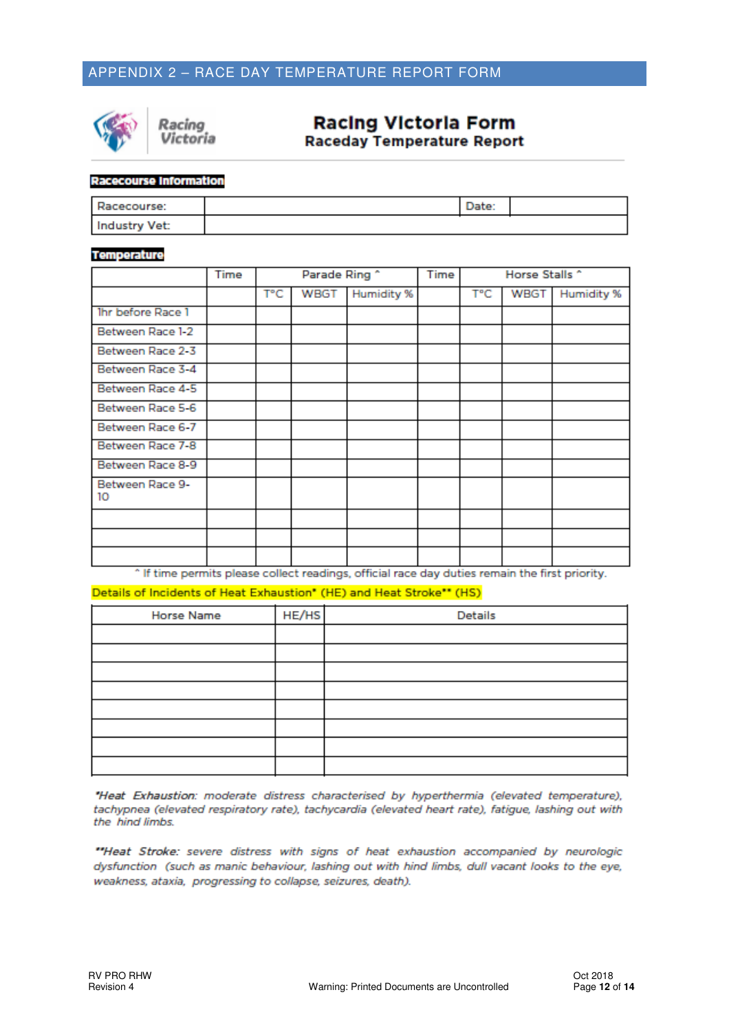## APPENDIX 2 – RACE DAY TEMPERATURE REPORT FORM

Racing Victoria

# Racing Victoria Form
## Raceday Temperature Report

**Racecourse Information**

| Racecourse: | | Date: | |
|---|---|---|---|
| Industry Vet: | | | |

**Temperature**

| | Time | Parade Ring ^ | | | Time | Horse Stalls ^ | | |
|---|---|---|---|---|---|---|---|---|
| | | T°C | WBGT | Humidity % | | T°C | WBGT | Humidity % |
| 1hr before Race 1 | | | | | | | | |
| Between Race 1-2 | | | | | | | | |
| Between Race 2-3 | | | | | | | | |
| Between Race 3-4 | | | | | | | | |
| Between Race 4-5 | | | | | | | | |
| Between Race 5-6 | | | | | | | | |
| Between Race 6-7 | | | | | | | | |
| Between Race 7-8 | | | | | | | | |
| Between Race 8-9 | | | | | | | | |
| Between Race 9-10 | | | | | | | | |
| | | | | | | | | |
| | | | | | | | | |
| | | | | | | | | |

^ If time permits please collect readings, official race day duties remain the first priority.

Details of Incidents of Heat Exhaustion* (HE) and Heat Stroke** (HS)

| Horse Name | HE/HS | Details |
|---|---|---|
| | | |
| | | |
| | | |
| | | |
| | | |
| | | |
| | | |
| | | |

**Heat Exhaustion*: moderate distress characterised by hyperthermia (elevated temperature), tachypnea (elevated respiratory rate), tachycardia (elevated heart rate), fatigue, lashing out with the hind limbs.*

***Heat Stroke*: severe distress with signs of heat exhaustion accompanied by neurologic dysfunction (such as manic behaviour, lashing out with hind limbs, dull vacant looks to the eye, weakness, ataxia, progressing to collapse, seizures, death).*

RV PRO RHW
Revision 4

Warning: Printed Documents are Uncontrolled

Oct 2018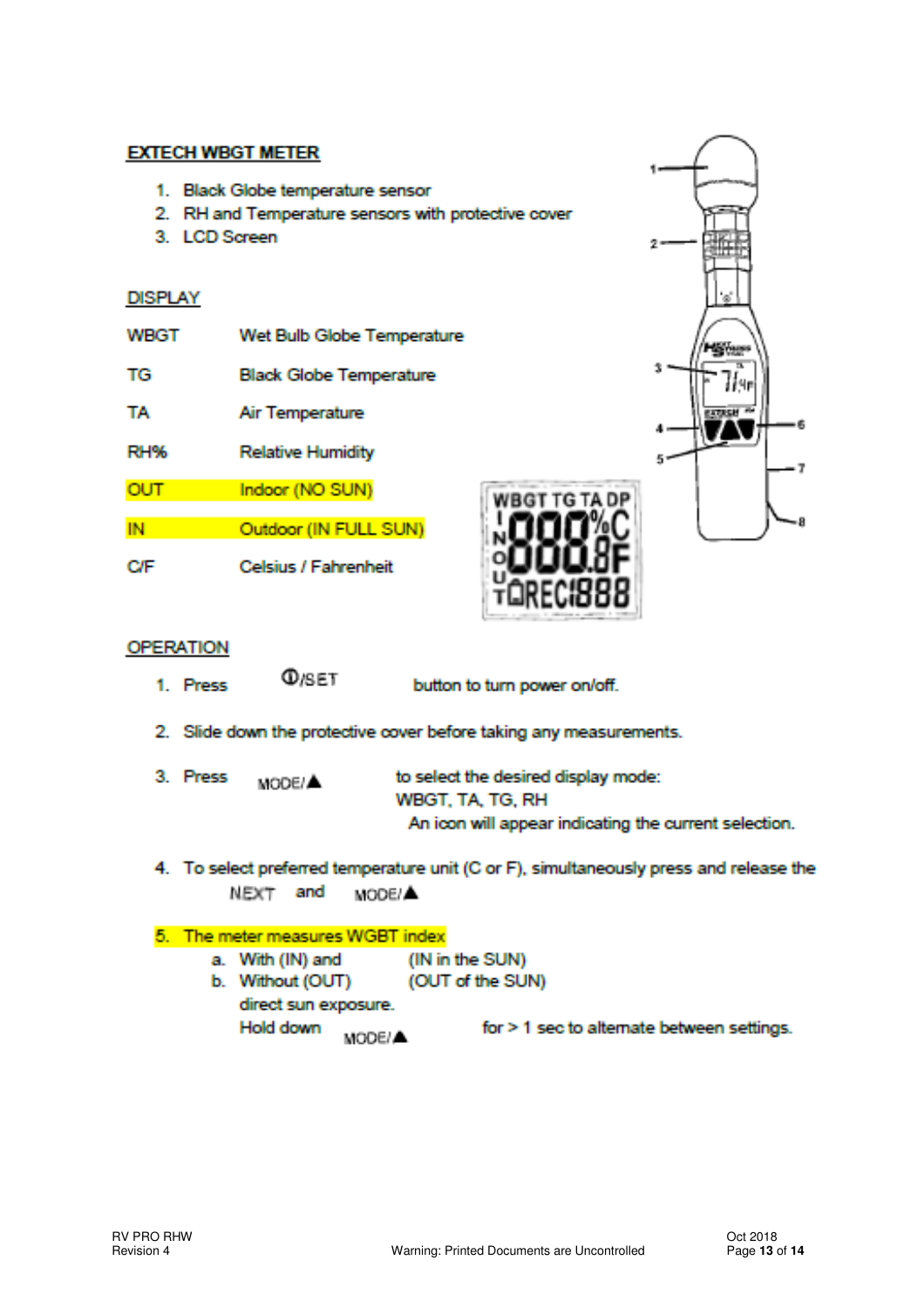## EXTECH WBGT METER

1. Black Globe temperature sensor
2. RH and Temperature sensors with protective cover
3. LCD Screen

## DISPLAY

| | |
|---|---|
| WBGT | Wet Bulb Globe Temperature |
| TG | Black Globe Temperature |
| TA | Air Temperature |
| RH% | Relative Humidity |
| OUT | Indoor (NO SUN) |
| IN | Outdoor (IN FULL SUN) |
| C/F | Celsius / Fahrenheit |

## OPERATION

1. Press ⏻/SET button to turn power on/off.
2. Slide down the protective cover before taking any measurements.
3. Press MODE/▲ to select the desired display mode: WBGT, TA, TG, RH
   An icon will appear indicating the current selection.
4. To select preferred temperature unit (C or F), simultaneously press and release the NEXT and MODE/▲
5. The meter measures WGBT index
   a. With (IN) and (IN in the SUN)
   b. Without (OUT) (OUT of the SUN)
   direct sun exposure.
   Hold down MODE/▲ for > 1 sec to alternate between settings.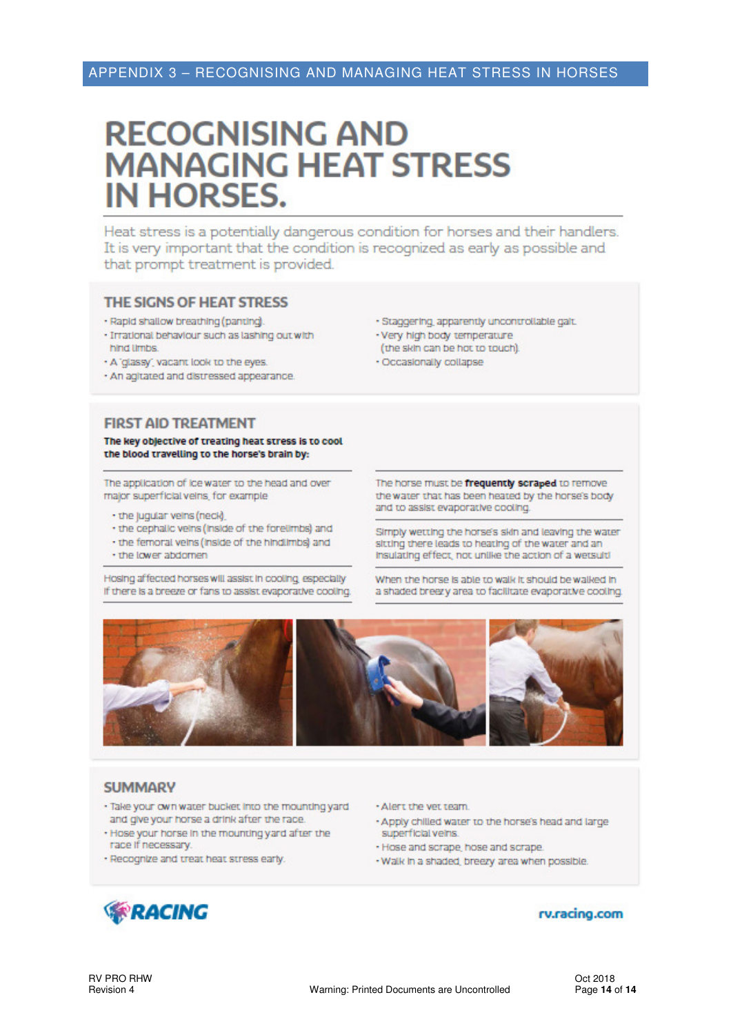APPENDIX 3 – RECOGNISING AND MANAGING HEAT STRESS IN HORSES

# RECOGNISING AND MANAGING HEAT STRESS IN HORSES.

Heat stress is a potentially dangerous condition for horses and their handlers. It is very important that the condition is recognized as early as possible and that prompt treatment is provided.

## THE SIGNS OF HEAT STRESS

- Rapid shallow breathing (panting).
- Irrational behaviour such as lashing out with hind limbs.
- A 'glassy', vacant look to the eyes.
- An agitated and distressed appearance.
- Staggering, apparently uncontrollable gait.
- Very high body temperature (the skin can be hot to touch).
- Occasionally collapse

## FIRST AID TREATMENT

**The key objective of treating heat stress is to cool the blood travelling to the horse's brain by:**

The application of ice water to the head and over major superficial veins, for example

- the jugular veins (neck),
- the cephalic veins (inside of the forelimbs) and
- the femoral veins (inside of the hindlimbs) and
- the lower abdomen

Hosing affected horses will assist in cooling, especially if there is a breeze or fans to assist evaporative cooling.

The horse must be **frequently scraped** to remove the water that has been heated by the horse's body and to assist evaporative cooling.

Simply wetting the horse's skin and leaving the water sitting there leads to heating of the water and an insulating effect, not unlike the action of a wetsuit

When the horse is able to walk it should be walked in a shaded breezy area to facilitate evaporative cooling.

## SUMMARY

- Take your own water bucket into the mounting yard and give your horse a drink after the race.
- Hose your horse in the mounting yard after the race if necessary.
- Recognize and treat heat stress early.
- Alert the vet team.
- Apply chilled water to the horse's head and large superficial veins.
- Hose and scrape, hose and scrape.
- Walk in a shaded, breezy area when possible.

RACING

rv.racing.com

RV PRO RHW
Revision 4

Warning: Printed Documents are Uncontrolled

Oct 2018